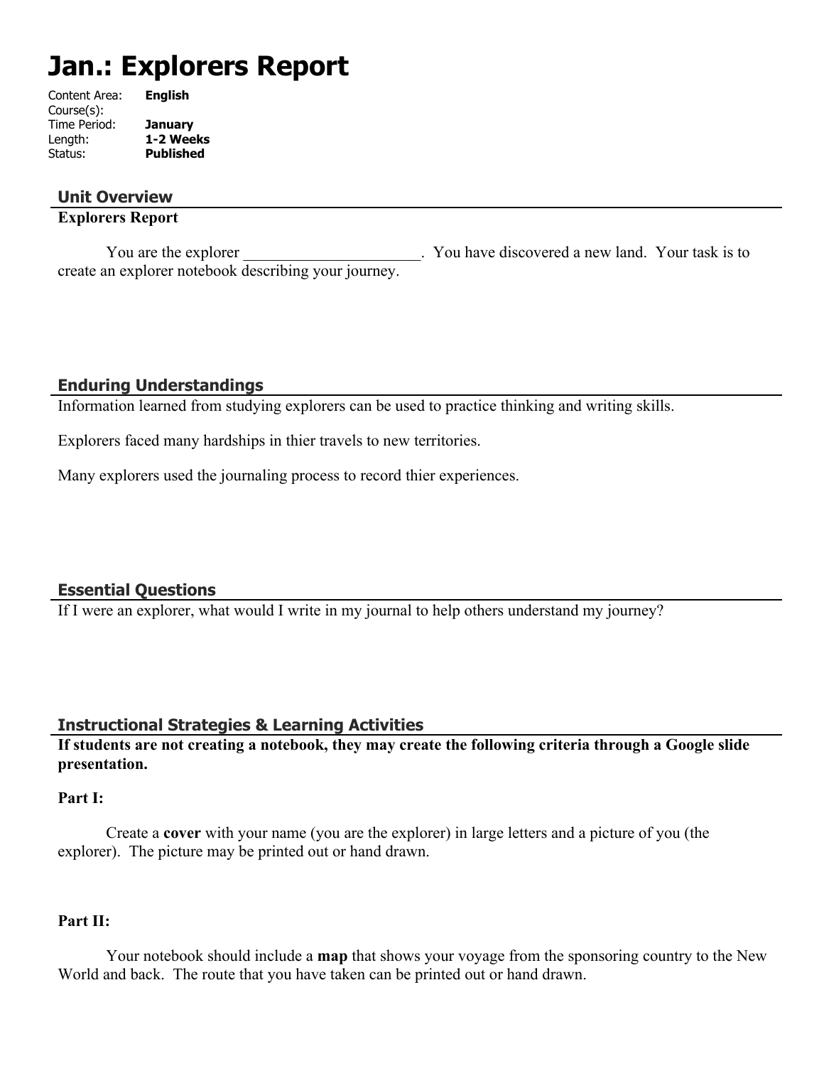# Jan.: Explorers Report

Content Area: **English**
Course(s):
Time Period: **January**
Length: **1-2 Weeks**
Status: **Published**

## Unit Overview

**Explorers Report**

You are the explorer ______________________. You have discovered a new land. Your task is to create an explorer notebook describing your journey.

## Enduring Understandings

Information learned from studying explorers can be used to practice thinking and writing skills.

Explorers faced many hardships in thier travels to new territories.

Many explorers used the journaling process to record thier experiences.

## Essential Questions

If I were an explorer, what would I write in my journal to help others understand my journey?

## Instructional Strategies & Learning Activities

**If students are not creating a notebook, they may create the following criteria through a Google slide presentation.**

**Part I:**

Create a **cover** with your name (you are the explorer) in large letters and a picture of you (the explorer). The picture may be printed out or hand drawn.

**Part II:**

Your notebook should include a **map** that shows your voyage from the sponsoring country to the New World and back. The route that you have taken can be printed out or hand drawn.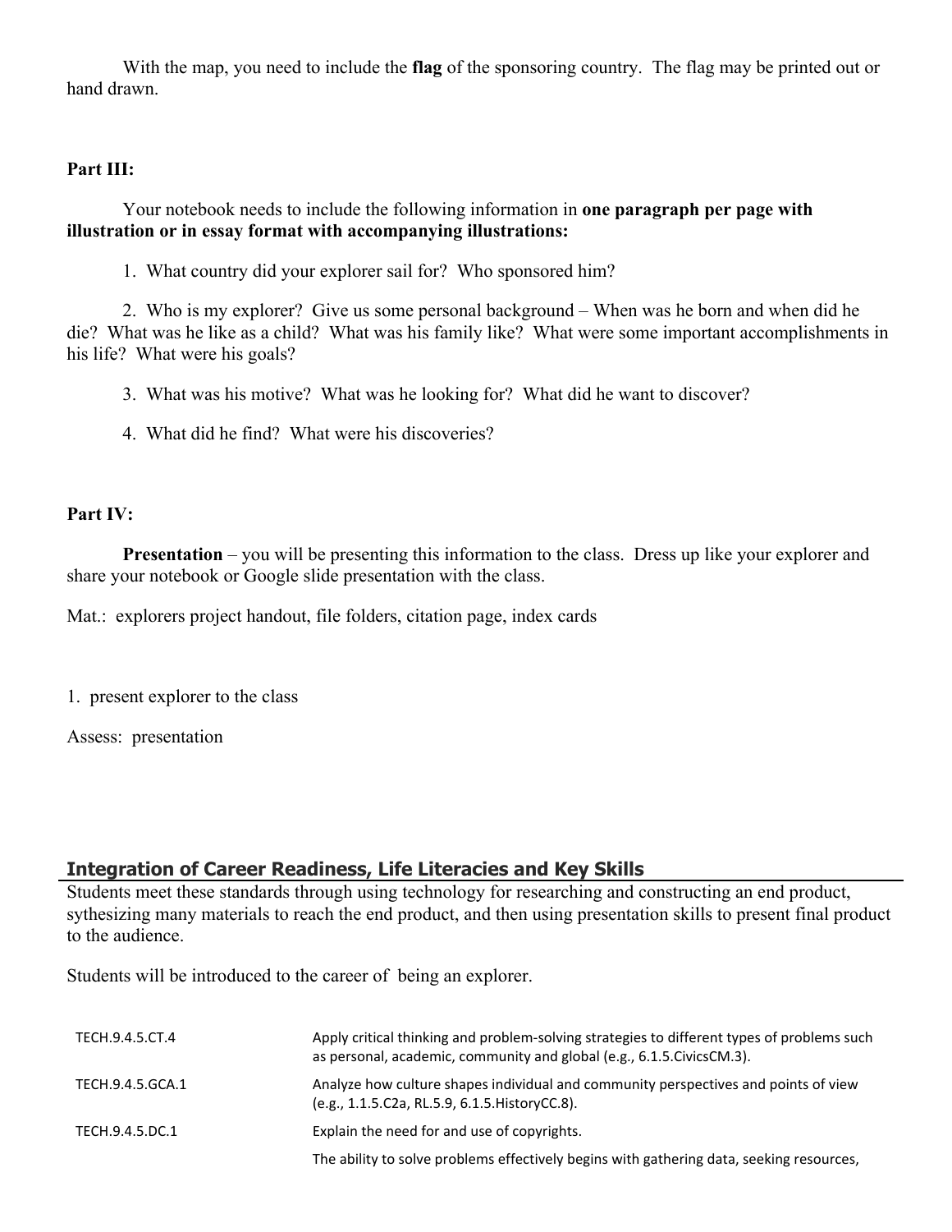With the map, you need to include the **flag** of the sponsoring country. The flag may be printed out or hand drawn.

**Part III:**

Your notebook needs to include the following information in **one paragraph per page with illustration or in essay format with accompanying illustrations:**

1. What country did your explorer sail for? Who sponsored him?
2. Who is my explorer? Give us some personal background – When was he born and when did he die? What was he like as a child? What was his family like? What were some important accomplishments in his life? What were his goals?
3. What was his motive? What was he looking for? What did he want to discover?
4. What did he find? What were his discoveries?

**Part IV:**

**Presentation** – you will be presenting this information to the class. Dress up like your explorer and share your notebook or Google slide presentation with the class.

Mat.: explorers project handout, file folders, citation page, index cards

1. present explorer to the class

Assess: presentation

## Integration of Career Readiness, Life Literacies and Key Skills

Students meet these standards through using technology for researching and constructing an end product, sythesizing many materials to reach the end product, and then using presentation skills to present final product to the audience.

Students will be introduced to the career of being an explorer.

| | |
|---|---|
| TECH.9.4.5.CT.4 | Apply critical thinking and problem-solving strategies to different types of problems such as personal, academic, community and global (e.g., 6.1.5.CivicsCM.3). |
| TECH.9.4.5.GCA.1 | Analyze how culture shapes individual and community perspectives and points of view (e.g., 1.1.5.C2a, RL.5.9, 6.1.5.HistoryCC.8). |
| TECH.9.4.5.DC.1 | Explain the need for and use of copyrights. |
| | The ability to solve problems effectively begins with gathering data, seeking resources, |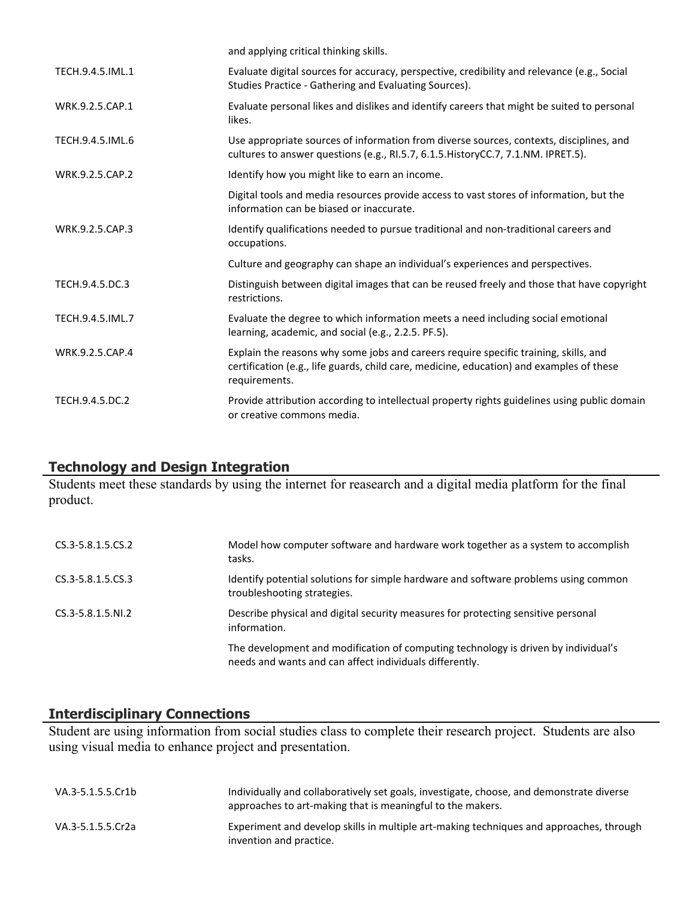| | |
|---|---|
| | and applying critical thinking skills. |
| TECH.9.4.5.IML.1 | Evaluate digital sources for accuracy, perspective, credibility and relevance (e.g., Social Studies Practice - Gathering and Evaluating Sources). |
| WRK.9.2.5.CAP.1 | Evaluate personal likes and dislikes and identify careers that might be suited to personal likes. |
| TECH.9.4.5.IML.6 | Use appropriate sources of information from diverse sources, contexts, disciplines, and cultures to answer questions (e.g., RI.5.7, 6.1.5.HistoryCC.7, 7.1.NM. IPRET.5). |
| WRK.9.2.5.CAP.2 | Identify how you might like to earn an income. |
| | Digital tools and media resources provide access to vast stores of information, but the information can be biased or inaccurate. |
| WRK.9.2.5.CAP.3 | Identify qualifications needed to pursue traditional and non-traditional careers and occupations. |
| | Culture and geography can shape an individual's experiences and perspectives. |
| TECH.9.4.5.DC.3 | Distinguish between digital images that can be reused freely and those that have copyright restrictions. |
| TECH.9.4.5.IML.7 | Evaluate the degree to which information meets a need including social emotional learning, academic, and social (e.g., 2.2.5. PF.5). |
| WRK.9.2.5.CAP.4 | Explain the reasons why some jobs and careers require specific training, skills, and certification (e.g., life guards, child care, medicine, education) and examples of these requirements. |
| TECH.9.4.5.DC.2 | Provide attribution according to intellectual property rights guidelines using public domain or creative commons media. |

## Technology and Design Integration

Students meet these standards by using the internet for reasearch and a digital media platform for the final product.

| | |
|---|---|
| CS.3-5.8.1.5.CS.2 | Model how computer software and hardware work together as a system to accomplish tasks. |
| CS.3-5.8.1.5.CS.3 | Identify potential solutions for simple hardware and software problems using common troubleshooting strategies. |
| CS.3-5.8.1.5.NI.2 | Describe physical and digital security measures for protecting sensitive personal information. |
| | The development and modification of computing technology is driven by individual's needs and wants and can affect individuals differently. |

## Interdisciplinary Connections

Student are using information from social studies class to complete their research project. Students are also using visual media to enhance project and presentation.

| | |
|---|---|
| VA.3-5.1.5.5.Cr1b | Individually and collaboratively set goals, investigate, choose, and demonstrate diverse approaches to art-making that is meaningful to the makers. |
| VA.3-5.1.5.5.Cr2a | Experiment and develop skills in multiple art-making techniques and approaches, through invention and practice. |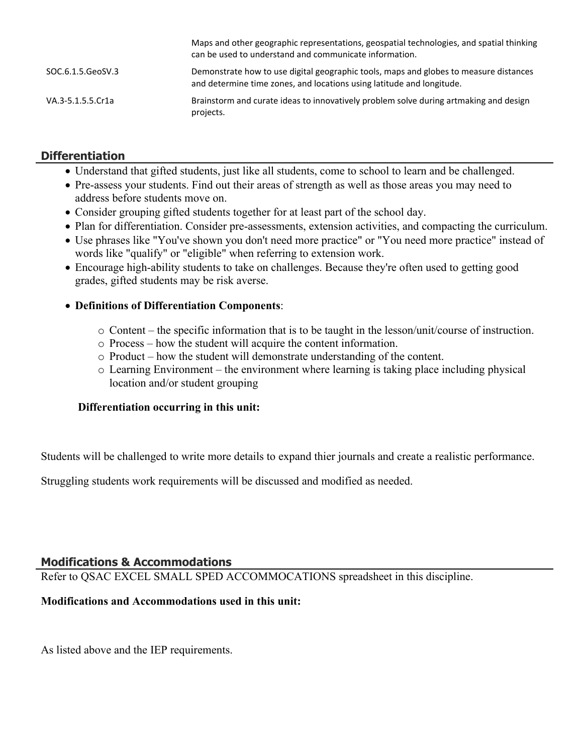| | |
|---|---|
| | Maps and other geographic representations, geospatial technologies, and spatial thinking can be used to understand and communicate information. |
| SOC.6.1.5.GeoSV.3 | Demonstrate how to use digital geographic tools, maps and globes to measure distances and determine time zones, and locations using latitude and longitude. |
| VA.3-5.1.5.5.Cr1a | Brainstorm and curate ideas to innovatively problem solve during artmaking and design projects. |

## Differentiation

- Understand that gifted students, just like all students, come to school to learn and be challenged.
- Pre-assess your students. Find out their areas of strength as well as those areas you may need to address before students move on.
- Consider grouping gifted students together for at least part of the school day.
- Plan for differentiation. Consider pre-assessments, extension activities, and compacting the curriculum.
- Use phrases like "You've shown you don't need more practice" or "You need more practice" instead of words like "qualify" or "eligible" when referring to extension work.
- Encourage high-ability students to take on challenges. Because they're often used to getting good grades, gifted students may be risk averse.
- **Definitions of Differentiation Components**:
  - Content – the specific information that is to be taught in the lesson/unit/course of instruction.
  - Process – how the student will acquire the content information.
  - Product – how the student will demonstrate understanding of the content.
  - Learning Environment – the environment where learning is taking place including physical location and/or student grouping

  **Differentiation occurring in this unit:**

Students will be challenged to write more details to expand thier journals and create a realistic performance.

Struggling students work requirements will be discussed and modified as needed.

## Modifications & Accommodations

Refer to QSAC EXCEL SMALL SPED ACCOMMOCATIONS spreadsheet in this discipline.

**Modifications and Accommodations used in this unit:**

As listed above and the IEP requirements.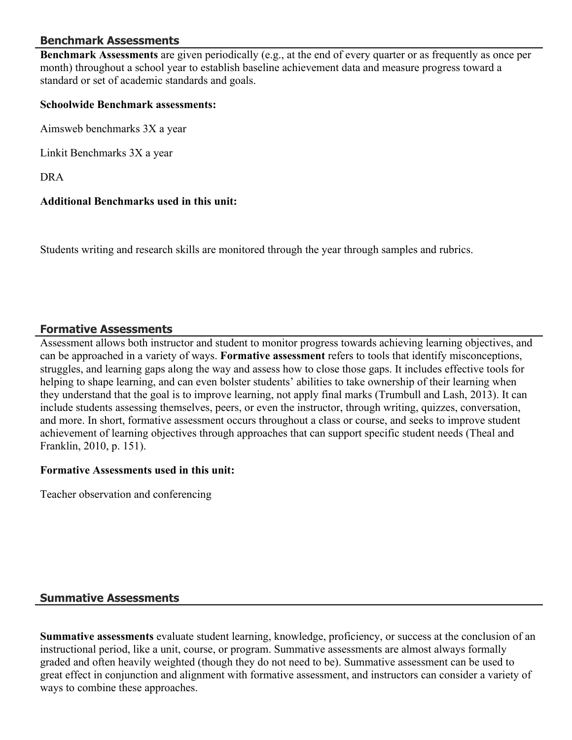## Benchmark Assessments

**Benchmark Assessments** are given periodically (e.g., at the end of every quarter or as frequently as once per month) throughout a school year to establish baseline achievement data and measure progress toward a standard or set of academic standards and goals.

**Schoolwide Benchmark assessments:**

Aimsweb benchmarks 3X a year

Linkit Benchmarks 3X a year

DRA

**Additional Benchmarks used in this unit:**

Students writing and research skills are monitored through the year through samples and rubrics.

## Formative Assessments

Assessment allows both instructor and student to monitor progress towards achieving learning objectives, and can be approached in a variety of ways. **Formative assessment** refers to tools that identify misconceptions, struggles, and learning gaps along the way and assess how to close those gaps. It includes effective tools for helping to shape learning, and can even bolster students' abilities to take ownership of their learning when they understand that the goal is to improve learning, not apply final marks (Trumbull and Lash, 2013). It can include students assessing themselves, peers, or even the instructor, through writing, quizzes, conversation, and more. In short, formative assessment occurs throughout a class or course, and seeks to improve student achievement of learning objectives through approaches that can support specific student needs (Theal and Franklin, 2010, p. 151).

**Formative Assessments used in this unit:**

Teacher observation and conferencing

## Summative Assessments

**Summative assessments** evaluate student learning, knowledge, proficiency, or success at the conclusion of an instructional period, like a unit, course, or program. Summative assessments are almost always formally graded and often heavily weighted (though they do not need to be). Summative assessment can be used to great effect in conjunction and alignment with formative assessment, and instructors can consider a variety of ways to combine these approaches.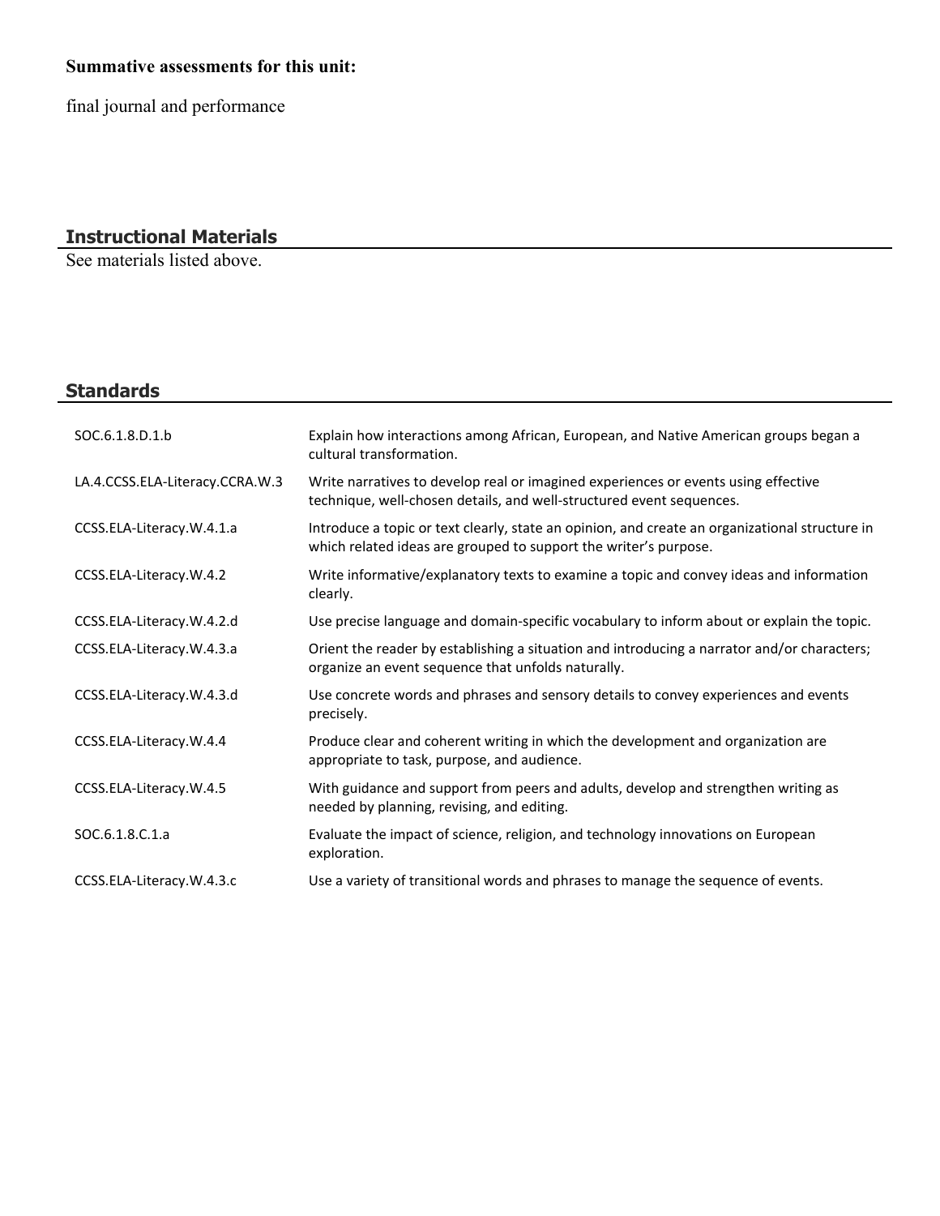**Summative assessments for this unit:**

final journal and performance

## Instructional Materials

See materials listed above.

## Standards

| | |
|---|---|
| SOC.6.1.8.D.1.b | Explain how interactions among African, European, and Native American groups began a cultural transformation. |
| LA.4.CCSS.ELA-Literacy.CCRA.W.3 | Write narratives to develop real or imagined experiences or events using effective technique, well-chosen details, and well-structured event sequences. |
| CCSS.ELA-Literacy.W.4.1.a | Introduce a topic or text clearly, state an opinion, and create an organizational structure in which related ideas are grouped to support the writer's purpose. |
| CCSS.ELA-Literacy.W.4.2 | Write informative/explanatory texts to examine a topic and convey ideas and information clearly. |
| CCSS.ELA-Literacy.W.4.2.d | Use precise language and domain-specific vocabulary to inform about or explain the topic. |
| CCSS.ELA-Literacy.W.4.3.a | Orient the reader by establishing a situation and introducing a narrator and/or characters; organize an event sequence that unfolds naturally. |
| CCSS.ELA-Literacy.W.4.3.d | Use concrete words and phrases and sensory details to convey experiences and events precisely. |
| CCSS.ELA-Literacy.W.4.4 | Produce clear and coherent writing in which the development and organization are appropriate to task, purpose, and audience. |
| CCSS.ELA-Literacy.W.4.5 | With guidance and support from peers and adults, develop and strengthen writing as needed by planning, revising, and editing. |
| SOC.6.1.8.C.1.a | Evaluate the impact of science, religion, and technology innovations on European exploration. |
| CCSS.ELA-Literacy.W.4.3.c | Use a variety of transitional words and phrases to manage the sequence of events. |